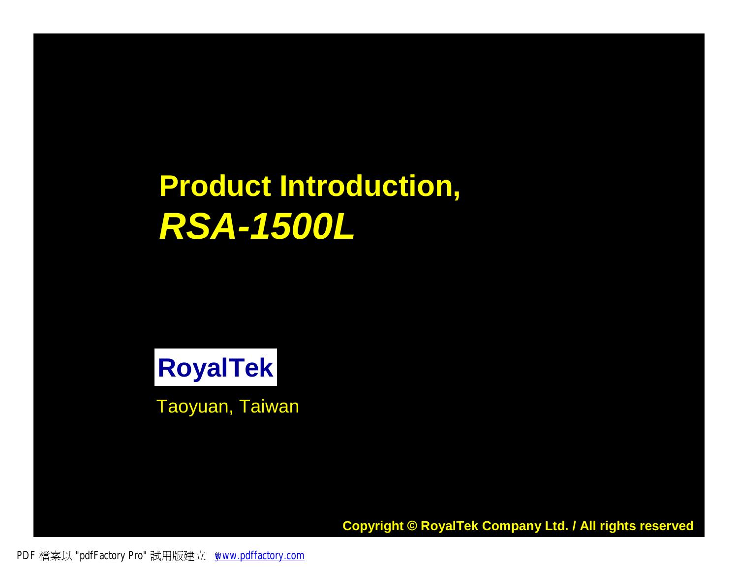# Product Introduction, *RSA-1500L*

**RoyalTek**

Taoyuan, Taiwan

**Copyright © RoyalTek Company Ltd. / All rights reserved**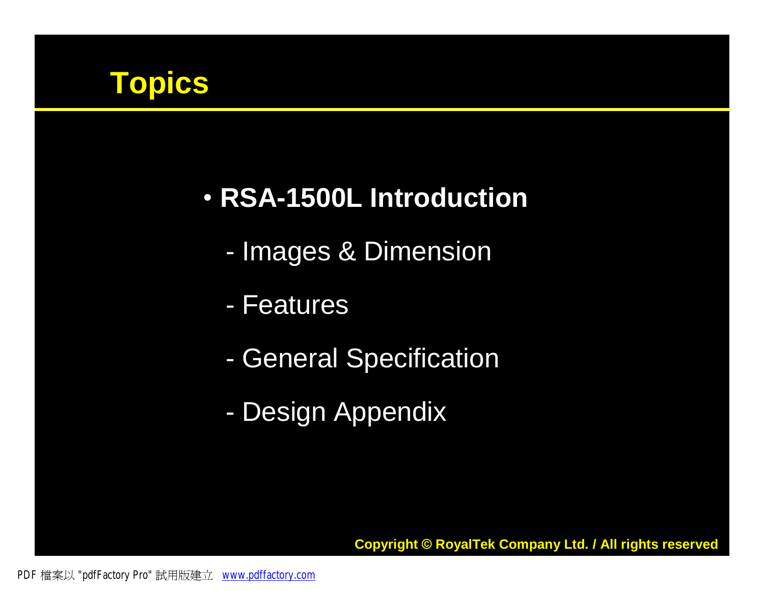# Topics

- **RSA-1500L Introduction**
  - Images & Dimension
  - Features
  - General Specification
  - Design Appendix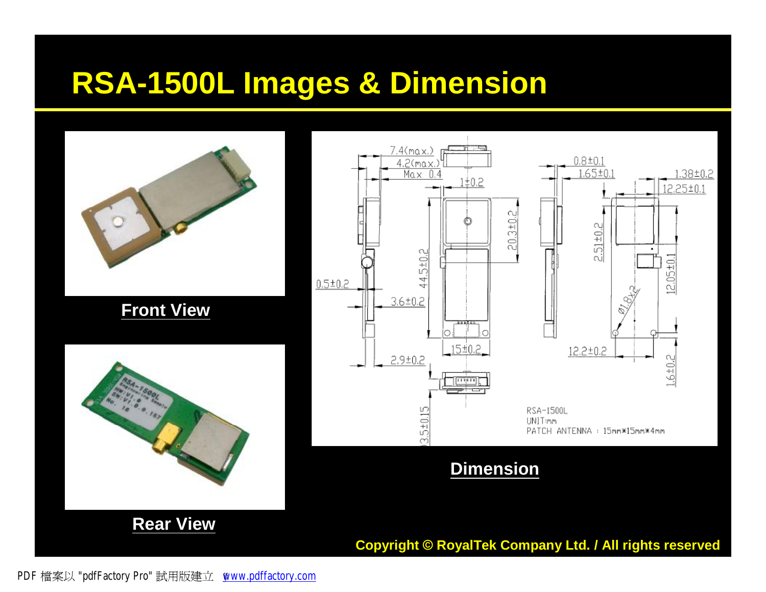# RSA-1500L Images & Dimension

Front View

Rear View

Dimension

Copyright © RoyalTek Company Ltd. / All rights reserved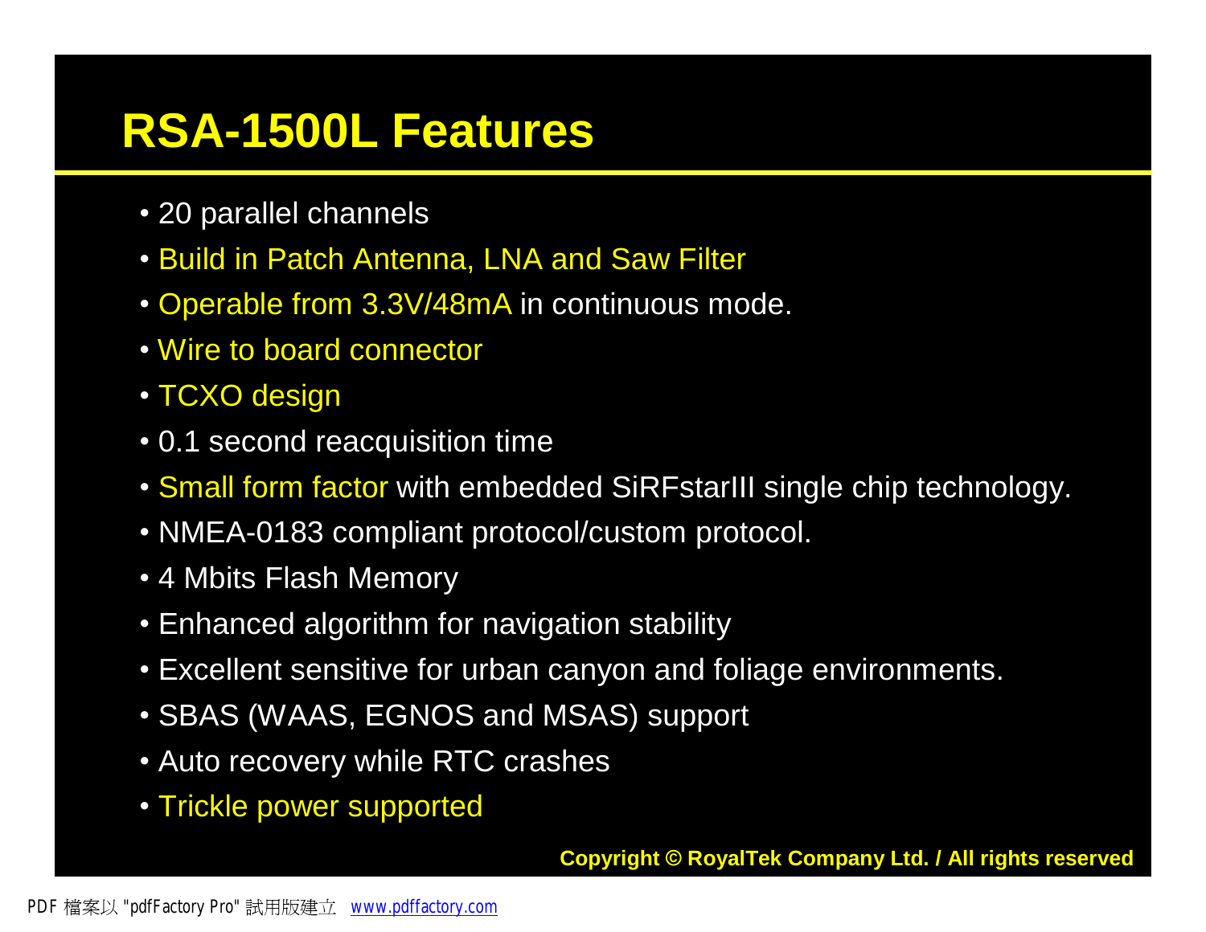# RSA-1500L Features

- 20 parallel channels
- Build in Patch Antenna, LNA and Saw Filter
- Operable from 3.3V/48mA in continuous mode.
- Wire to board connector
- TCXO design
- 0.1 second reacquisition time
- Small form factor with embedded SiRFstarIII single chip technology.
- NMEA-0183 compliant protocol/custom protocol.
- 4 Mbits Flash Memory
- Enhanced algorithm for navigation stability
- Excellent sensitive for urban canyon and foliage environments.
- SBAS (WAAS, EGNOS and MSAS) support
- Auto recovery while RTC crashes
- Trickle power supported

**Copyright © RoyalTek Company Ltd. / All rights reserved**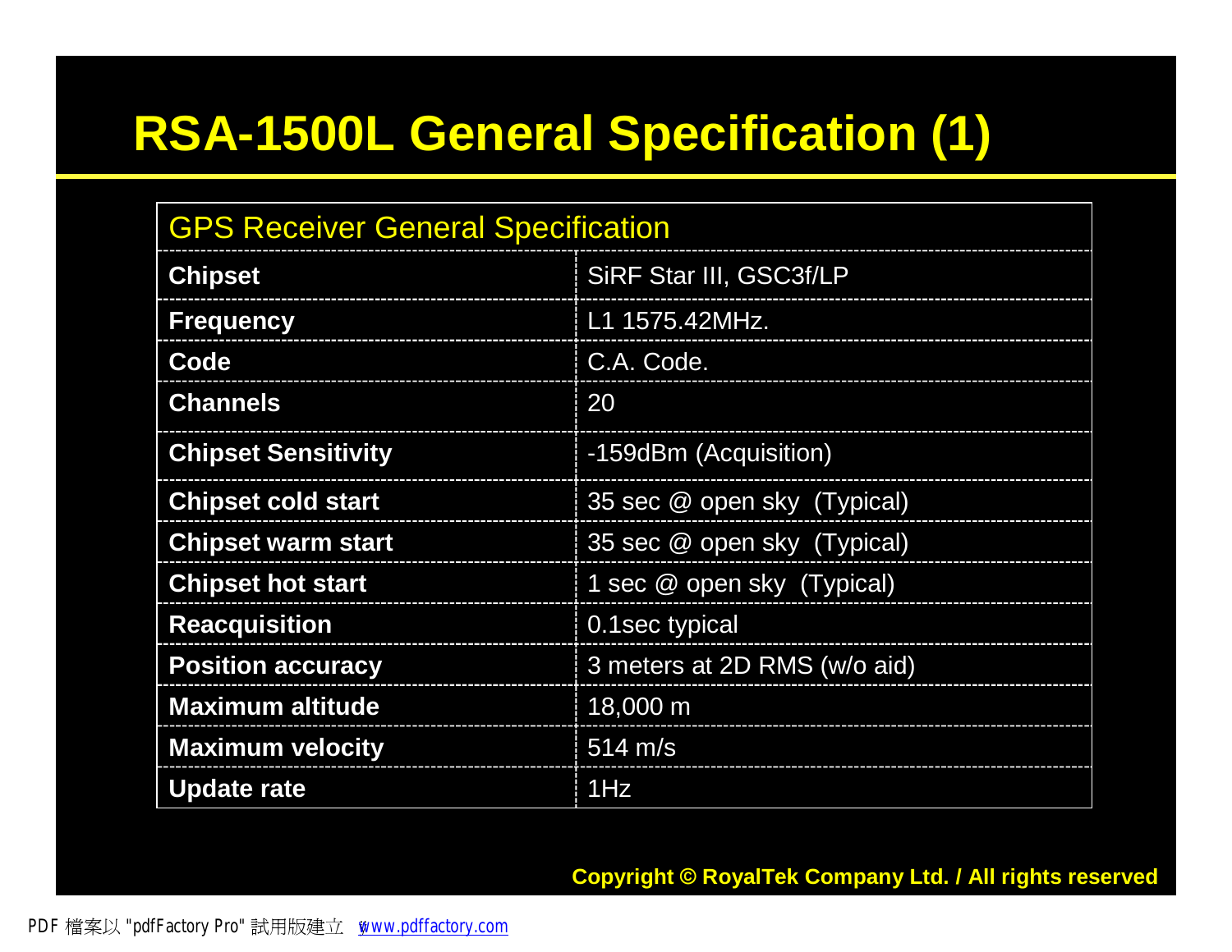# RSA-1500L General Specification (1)

| GPS Receiver General Specification | |
|---|---|
| **Chipset** | SiRF Star III, GSC3f/LP |
| **Frequency** | L1 1575.42MHz. |
| **Code** | C.A. Code. |
| **Channels** | 20 |
| **Chipset Sensitivity** | -159dBm (Acquisition) |
| **Chipset cold start** | 35 sec @ open sky (Typical) |
| **Chipset warm start** | 35 sec @ open sky (Typical) |
| **Chipset hot start** | 1 sec @ open sky (Typical) |
| **Reacquisition** | 0.1sec typical |
| **Position accuracy** | 3 meters at 2D RMS (w/o aid) |
| **Maximum altitude** | 18,000 m |
| **Maximum velocity** | 514 m/s |
| **Update rate** | 1Hz |

**Copyright © RoyalTek Company Ltd. / All rights reserved**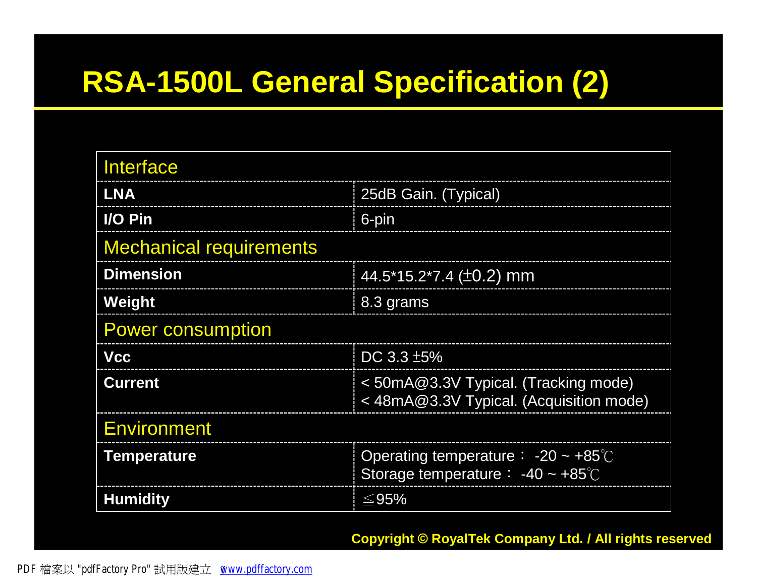# RSA-1500L General Specification (2)

| Interface | |
|---|---|
| **LNA** | 25dB Gain. (Typical) |
| **I/O Pin** | 6-pin |
| **Mechanical requirements** | |
| **Dimension** | 44.5*15.2*7.4 (±0.2) mm |
| **Weight** | 8.3 grams |
| **Power consumption** | |
| **Vcc** | DC 3.3 ±5% |
| **Current** | < 50mA@3.3V Typical. (Tracking mode)<br>< 48mA@3.3V Typical. (Acquisition mode) |
| **Environment** | |
| **Temperature** | Operating temperature： -20 ~ +85℃<br>Storage temperature： -40 ~ +85℃ |
| **Humidity** | ≦95% |

**Copyright © RoyalTek Company Ltd. / All rights reserved**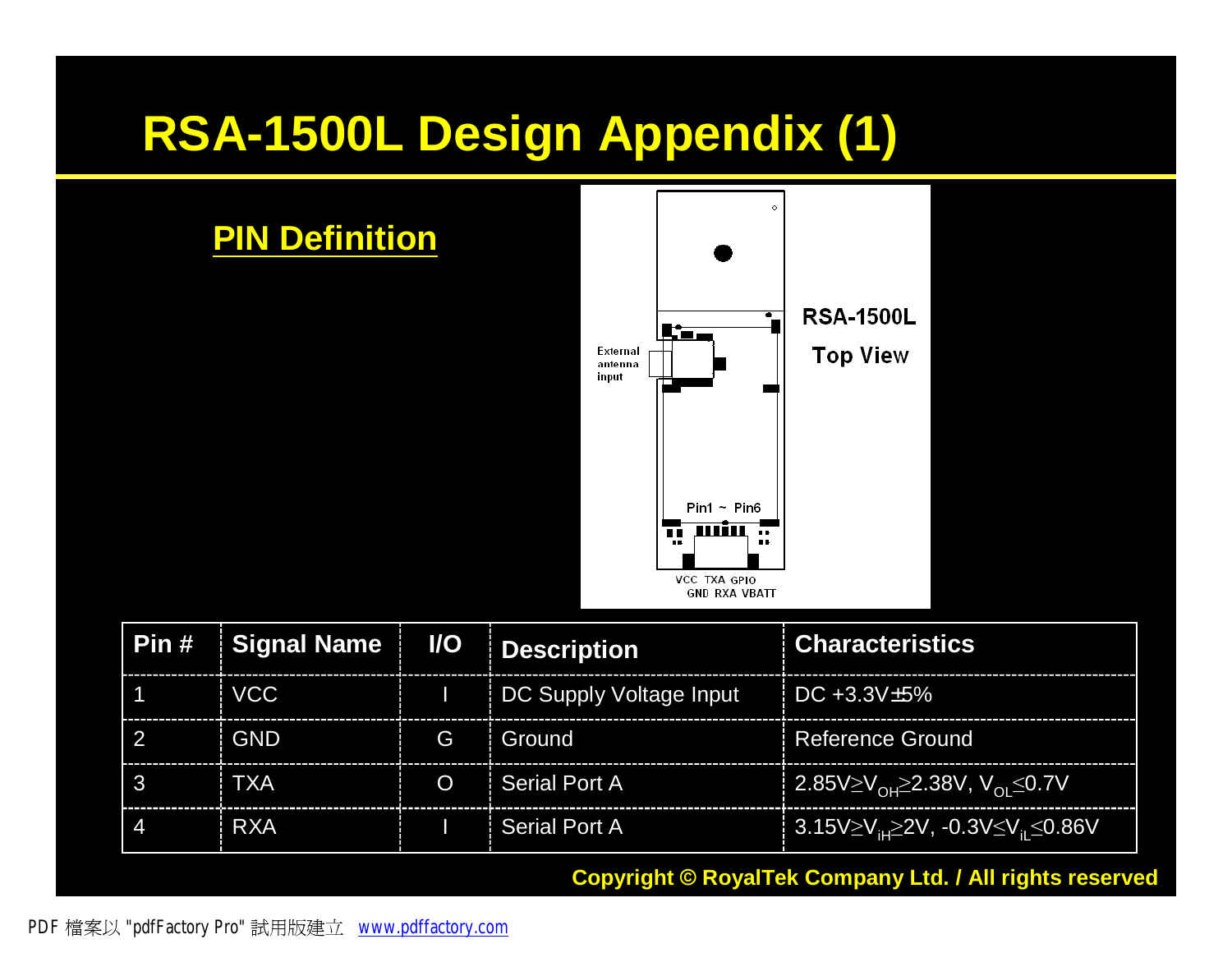# RSA-1500L Design Appendix (1)

## PIN Definition

RSA-1500L

Top View

External antenna input

Pin1 ~ Pin6

VCC TXA GPIO

GND RXA VBATT

| Pin # | Signal Name | I/O | Description | Characteristics |
|---|---|---|---|---|
| 1 | VCC | I | DC Supply Voltage Input | DC +3.3V±5% |
| 2 | GND | G | Ground | Reference Ground |
| 3 | TXA | O | Serial Port A | $2.85V \geq V_{OH} \geq 2.38V$, $V_{OL} \leq 0.7V$ |
| 4 | RXA | I | Serial Port A | $3.15V \geq V_{iH} \geq 2V$, $-0.3V \leq V_{iL} \leq 0.86V$ |

Copyright © RoyalTek Company Ltd. / All rights reserved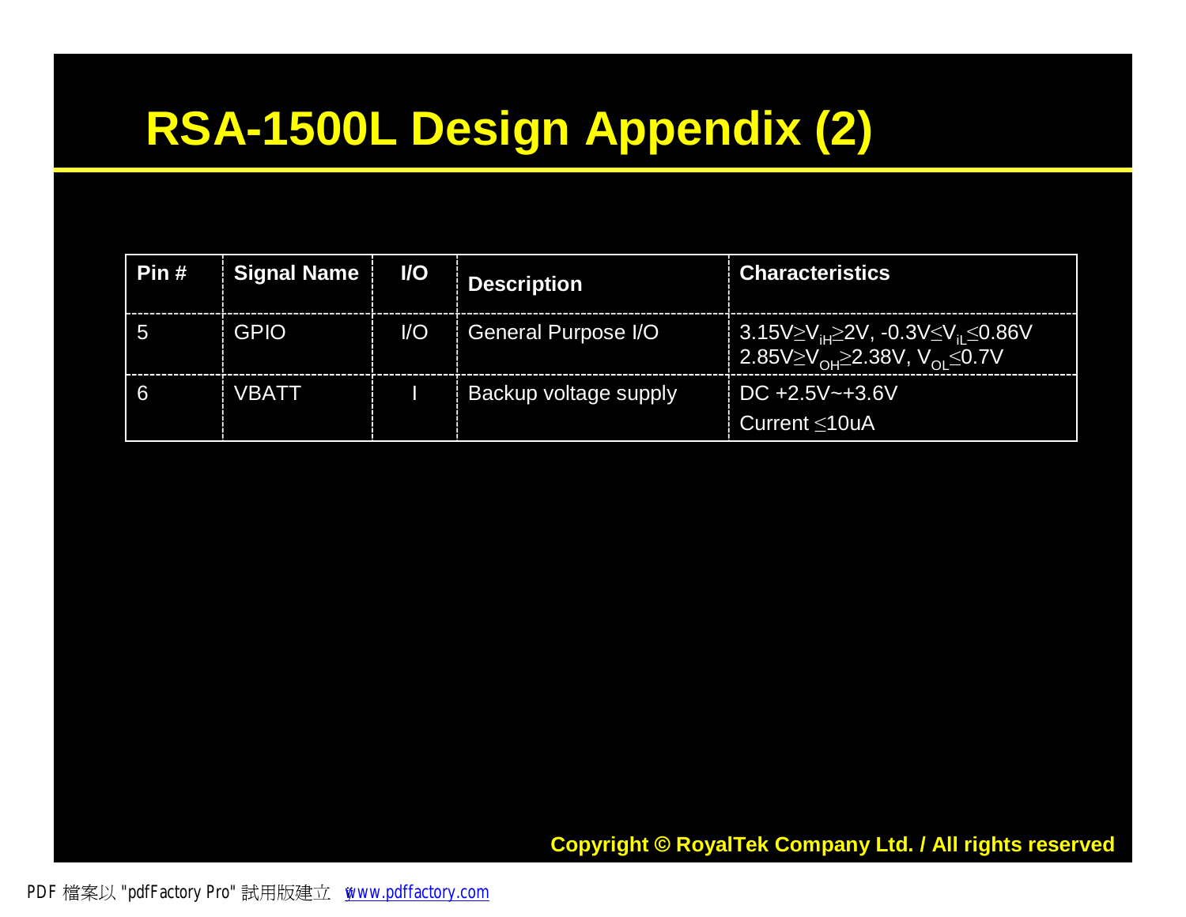# RSA-1500L Design Appendix (2)

| Pin # | Signal Name | I/O | Description | Characteristics |
|---|---|---|---|---|
| 5 | GPIO | I/O | General Purpose I/O | $3.15V \geq V_{iH} \geq 2V$, $-0.3V \leq V_{iL} \leq 0.86V$<br>$2.85V \geq V_{OH} \geq 2.38V$, $V_{OL} \leq 0.7V$ |
| 6 | VBATT | I | Backup voltage supply | DC +2.5V~+3.6V<br>Current $\leq$10uA |

**Copyright © RoyalTek Company Ltd. / All rights reserved**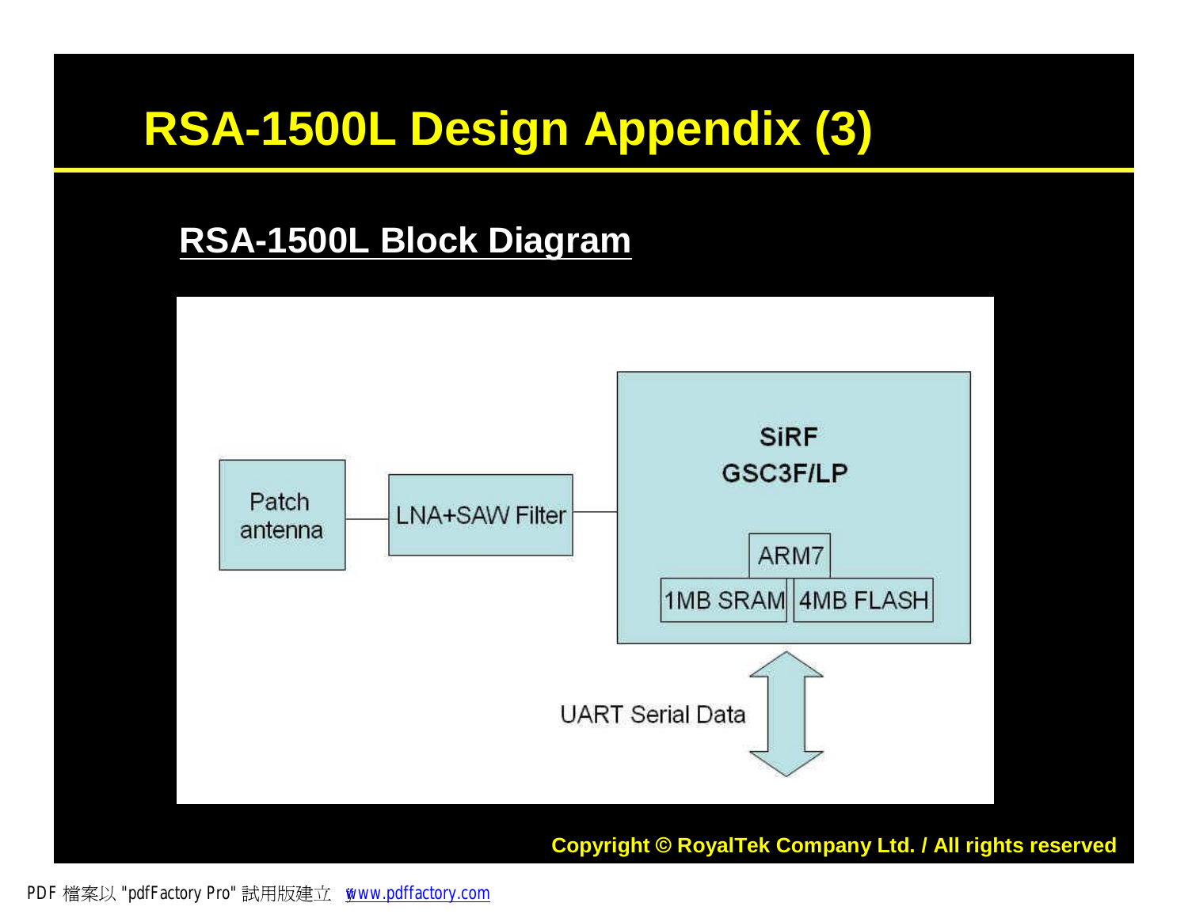# RSA-1500L Design Appendix (3)

## RSA-1500L Block Diagram

Patch antenna — LNA+SAW Filter — SiRF GSC3F/LP (ARM7, 1MB SRAM, 4MB FLASH)

UART Serial Data

Copyright © RoyalTek Company Ltd. / All rights reserved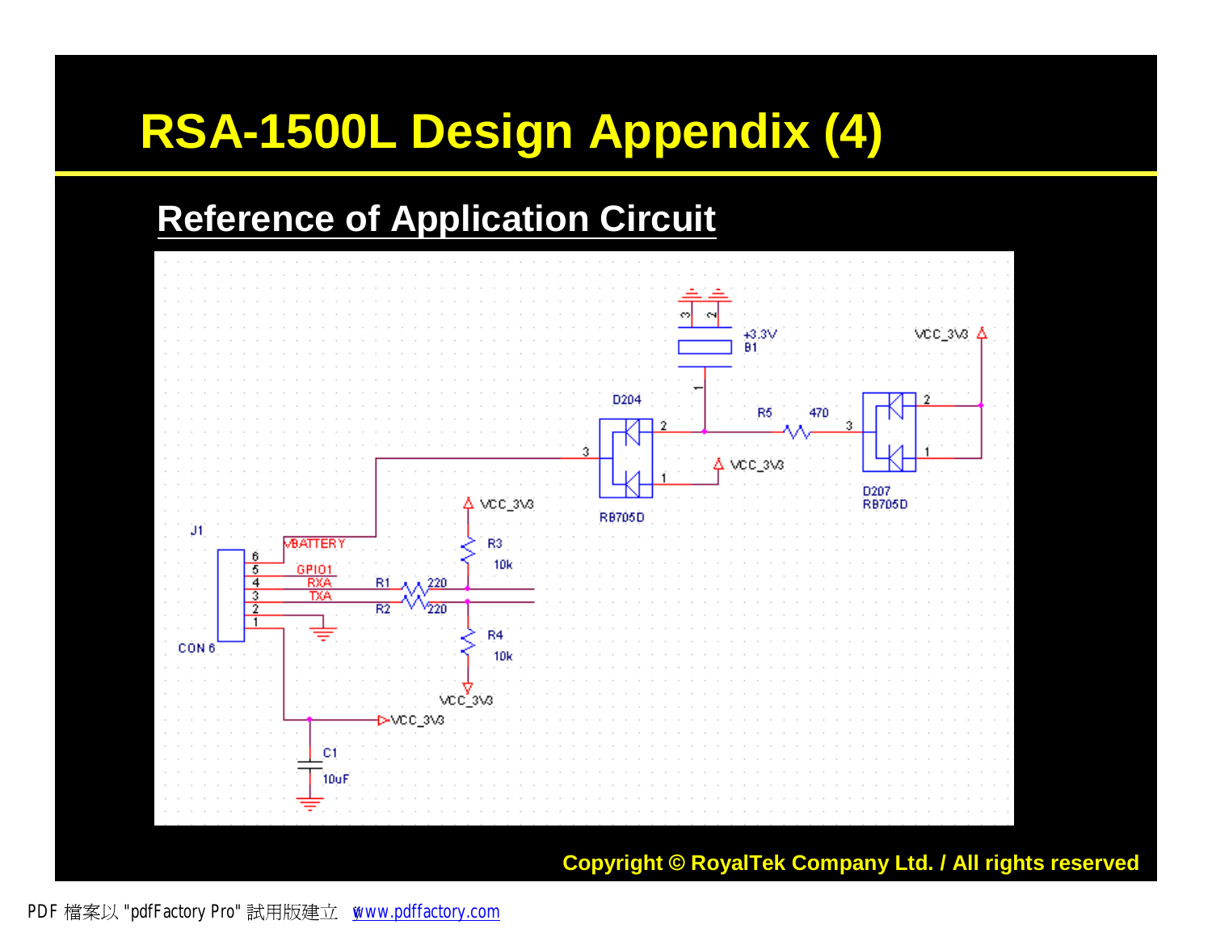# RSA-1500L Design Appendix (4)

## Reference of Application Circuit

Copyright © RoyalTek Company Ltd. / All rights reserved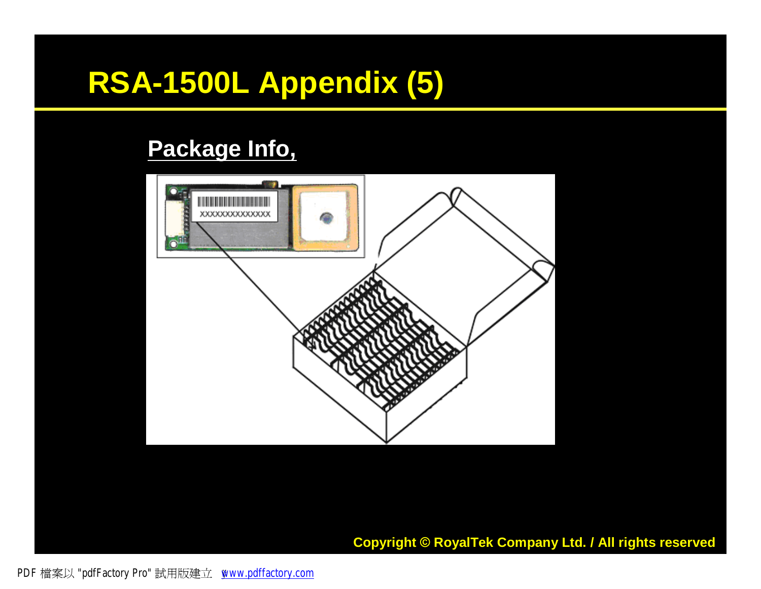# RSA-1500L Appendix (5)

## Package Info,

Copyright © RoyalTek Company Ltd. / All rights reserved